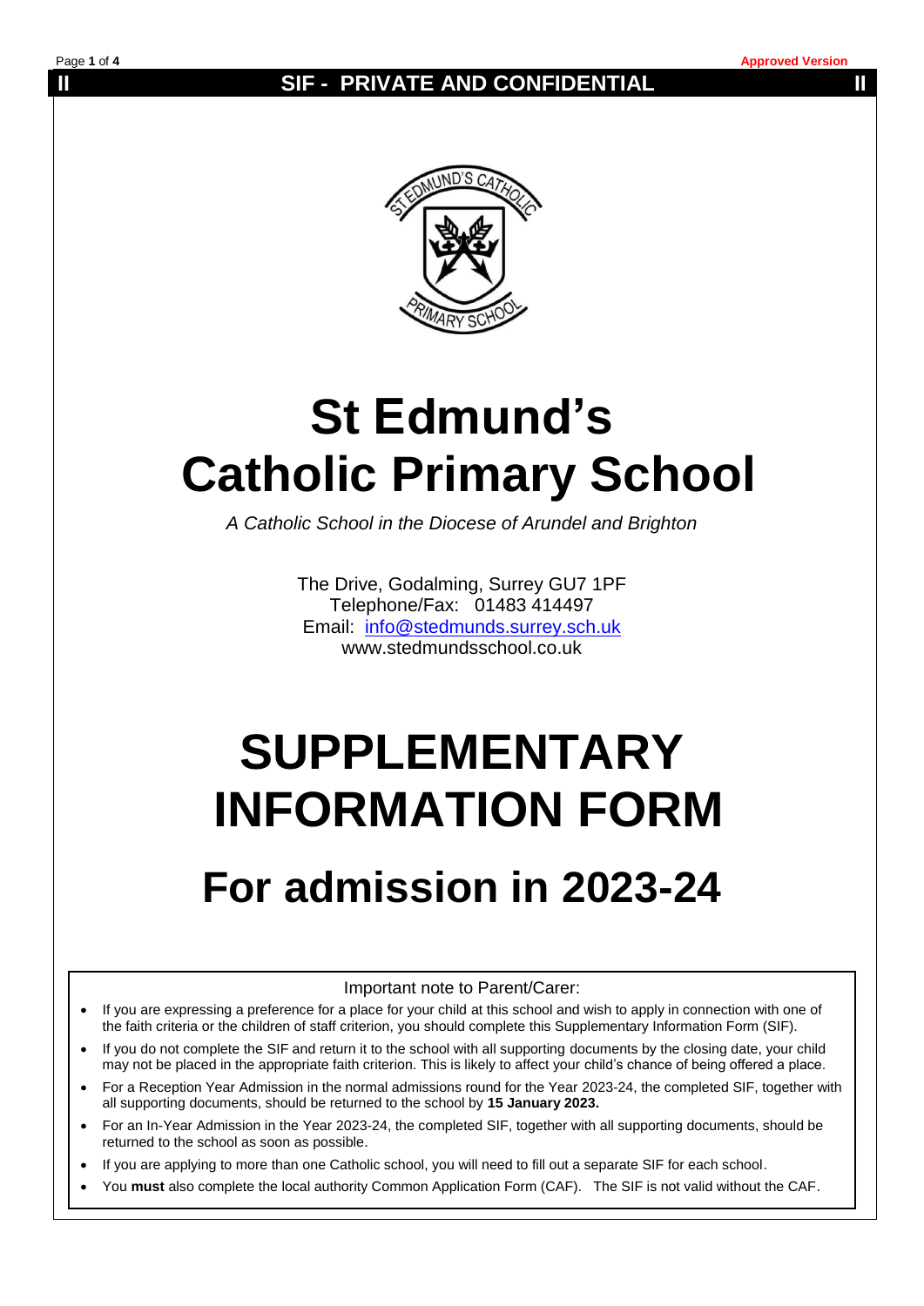**SIF - PRIVATE AND CONFIDENTIAL**

# St Edmund's Catholic Primary School

*A Catholic School in the Diocese of Arundel and Brighton*

The Drive, Godalming, Surrey GU7 1PF
Telephone/Fax: 01483 414497
Email: info@stedmunds.surrey.sch.uk
www.stedmundsschool.co.uk

# SUPPLEMENTARY INFORMATION FORM

## For admission in 2023-24

Important note to Parent/Carer:

- If you are expressing a preference for a place for your child at this school and wish to apply in connection with one of the faith criteria or the children of staff criterion, you should complete this Supplementary Information Form (SIF).
- If you do not complete the SIF and return it to the school with all supporting documents by the closing date, your child may not be placed in the appropriate faith criterion. This is likely to affect your child's chance of being offered a place.
- For a Reception Year Admission in the normal admissions round for the Year 2023-24, the completed SIF, together with all supporting documents, should be returned to the school by **15 January 2023.**
- For an In-Year Admission in the Year 2023-24, the completed SIF, together with all supporting documents, should be returned to the school as soon as possible.
- If you are applying to more than one Catholic school, you will need to fill out a separate SIF for each school.
- You **must** also complete the local authority Common Application Form (CAF). The SIF is not valid without the CAF.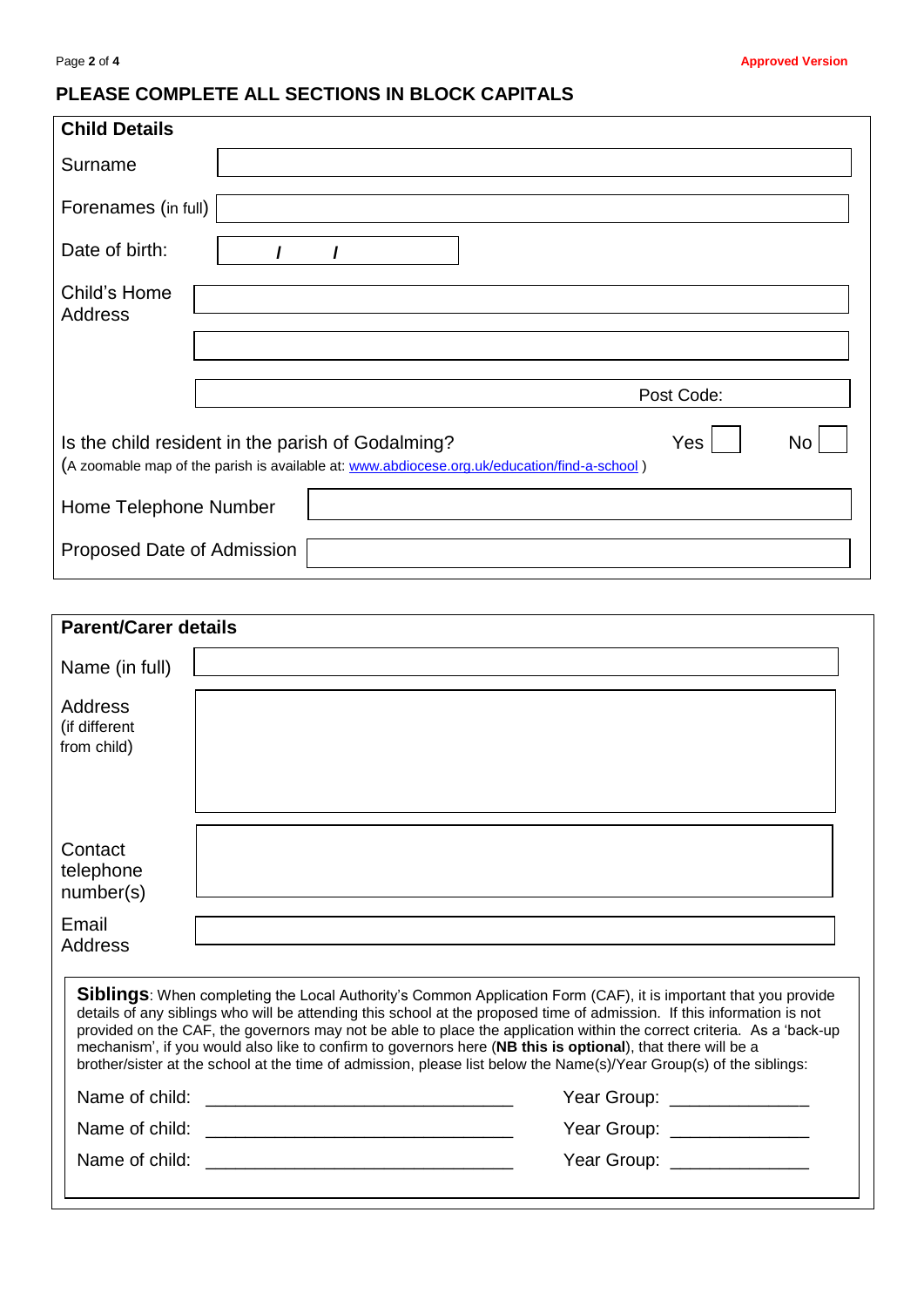**PLEASE COMPLETE ALL SECTIONS IN BLOCK CAPITALS**

## Child Details

| | |
|---|---|
| Surname | |
| Forenames (in full) | |
| Date of birth: | / / |
| Child's Home Address | |
| | |
| | Post Code: |

Is the child resident in the parish of Godalming? Yes ☐ No ☐
(A zoomable map of the parish is available at: www.abdiocese.org.uk/education/find-a-school )

| | |
|---|---|
| Home Telephone Number | |
| Proposed Date of Admission | |

## Parent/Carer details

| | |
|---|---|
| Name (in full) | |
| Address (if different from child) | |
| Contact telephone number(s) | |
| Email Address | |

**Siblings**: When completing the Local Authority's Common Application Form (CAF), it is important that you provide details of any siblings who will be attending this school at the proposed time of admission. If this information is not provided on the CAF, the governors may not be able to place the application within the correct criteria. As a 'back-up mechanism', if you would also like to confirm to governors here (**NB this is optional**), that there will be a brother/sister at the school at the time of admission, please list below the Name(s)/Year Group(s) of the siblings:

Name of child: ______________________________ Year Group: ______________

Name of child: ______________________________ Year Group: ______________

Name of child: ______________________________ Year Group: ______________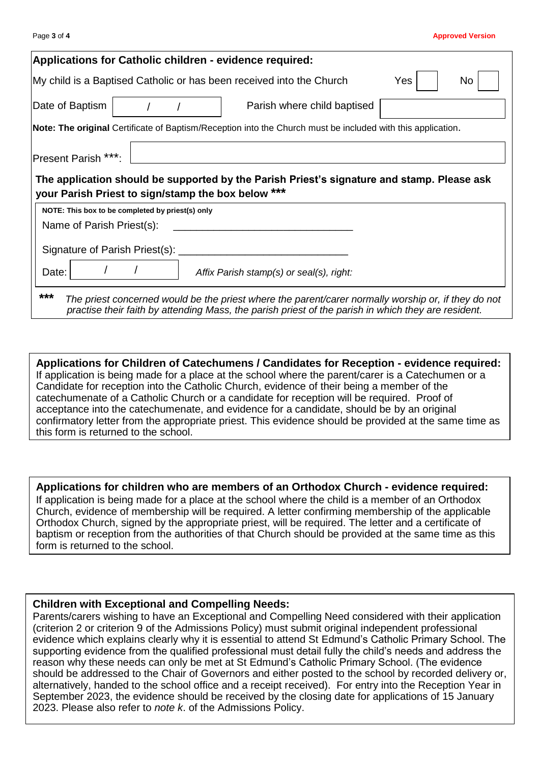## Applications for Catholic children - evidence required:

My child is a Baptised Catholic or has been received into the Church  Yes ☐  No ☐

Date of Baptism ____ / ____ / ____  Parish where child baptised ____________

**Note: The original** Certificate of Baptism/Reception into the Church must be included with this application.

Present Parish ***: ____________

**The application should be supported by the Parish Priest's signature and stamp. Please ask your Parish Priest to sign/stamp the box below ***

**NOTE: This box to be completed by priest(s) only**

Name of Parish Priest(s): ______________________________

Signature of Parish Priest(s): ____________________________

Date: ____ / ____ / ____  *Affix Parish stamp(s) or seal(s), right:*

*** *The priest concerned would be the priest where the parent/carer normally worship or, if they do not practise their faith by attending Mass, the parish priest of the parish in which they are resident.*

## Applications for Children of Catechumens / Candidates for Reception - evidence required:

If application is being made for a place at the school where the parent/carer is a Catechumen or a Candidate for reception into the Catholic Church, evidence of their being a member of the catechumenate of a Catholic Church or a candidate for reception will be required. Proof of acceptance into the catechumenate, and evidence for a candidate, should be by an original confirmatory letter from the appropriate priest. This evidence should be provided at the same time as this form is returned to the school.

## Applications for children who are members of an Orthodox Church - evidence required:

If application is being made for a place at the school where the child is a member of an Orthodox Church, evidence of membership will be required. A letter confirming membership of the applicable Orthodox Church, signed by the appropriate priest, will be required. The letter and a certificate of baptism or reception from the authorities of that Church should be provided at the same time as this form is returned to the school.

## Children with Exceptional and Compelling Needs:

Parents/carers wishing to have an Exceptional and Compelling Need considered with their application (criterion 2 or criterion 9 of the Admissions Policy) must submit original independent professional evidence which explains clearly why it is essential to attend St Edmund's Catholic Primary School. The supporting evidence from the qualified professional must detail fully the child's needs and address the reason why these needs can only be met at St Edmund's Catholic Primary School. (The evidence should be addressed to the Chair of Governors and either posted to the school by recorded delivery or, alternatively, handed to the school office and a receipt received). For entry into the Reception Year in September 2023, the evidence should be received by the closing date for applications of 15 January 2023. Please also refer to *note k*. of the Admissions Policy.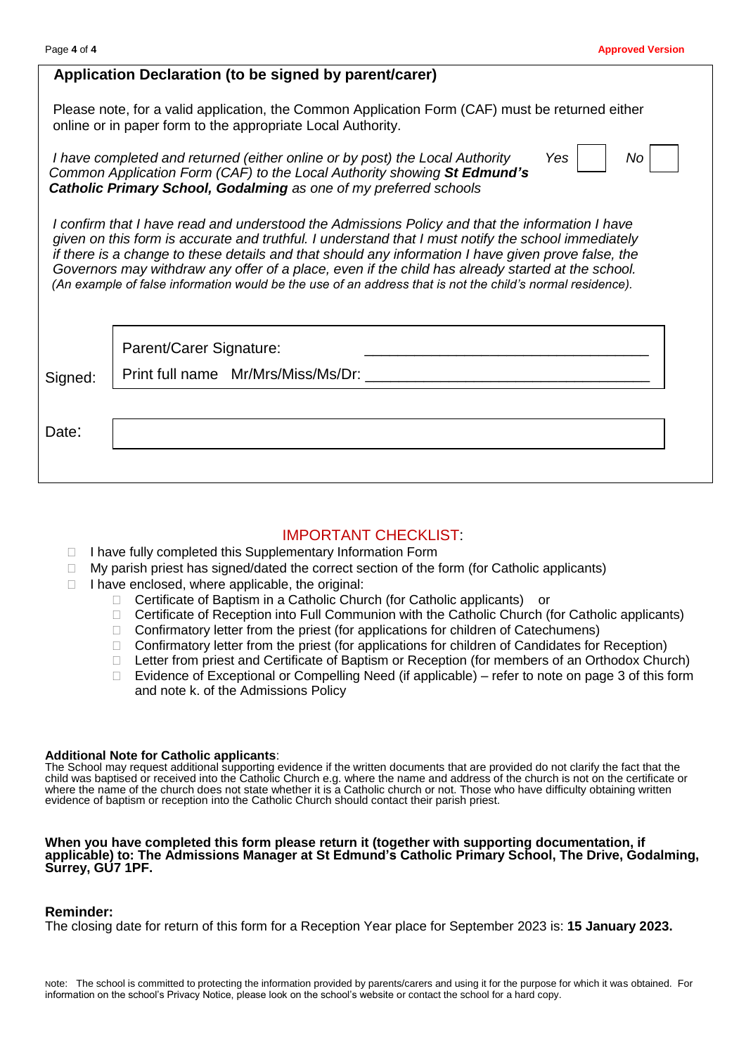## Application Declaration (to be signed by parent/carer)

Please note, for a valid application, the Common Application Form (CAF) must be returned either online or in paper form to the appropriate Local Authority.

*I have completed and returned (either online or by post) the Local Authority Common Application Form (CAF) to the Local Authority showing* ***St Edmund's Catholic Primary School, Godalming*** *as one of my preferred schools* — *Yes* ☐ *No* ☐

*I confirm that I have read and understood the Admissions Policy and that the information I have given on this form is accurate and truthful. I understand that I must notify the school immediately if there is a change to these details and that should any information I have given prove false, the Governors may withdraw any offer of a place, even if the child has already started at the school.* *(An example of false information would be the use of an address that is not the child's normal residence).*

| | |
|---|---|
| Signed: | Parent/Carer Signature: ________________________________ |
| | Print full name Mr/Mrs/Miss/Ms/Dr: ________________________________ |
| Date: | |

## IMPORTANT CHECKLIST:

- ☐ I have fully completed this Supplementary Information Form
- ☐ My parish priest has signed/dated the correct section of the form (for Catholic applicants)
- ☐ I have enclosed, where applicable, the original:
  - ☐ Certificate of Baptism in a Catholic Church (for Catholic applicants) or
  - ☐ Certificate of Reception into Full Communion with the Catholic Church (for Catholic applicants)
  - ☐ Confirmatory letter from the priest (for applications for children of Catechumens)
  - ☐ Confirmatory letter from the priest (for applications for children of Candidates for Reception)
  - ☐ Letter from priest and Certificate of Baptism or Reception (for members of an Orthodox Church)
  - ☐ Evidence of Exceptional or Compelling Need (if applicable) – refer to note on page 3 of this form and note k. of the Admissions Policy

**Additional Note for Catholic applicants**:
The School may request additional supporting evidence if the written documents that are provided do not clarify the fact that the child was baptised or received into the Catholic Church e.g. where the name and address of the church is not on the certificate or where the name of the church does not state whether it is a Catholic church or not. Those who have difficulty obtaining written evidence of baptism or reception into the Catholic Church should contact their parish priest.

**When you have completed this form please return it (together with supporting documentation, if applicable) to: The Admissions Manager at St Edmund's Catholic Primary School, The Drive, Godalming, Surrey, GU7 1PF.**

**Reminder:**
The closing date for return of this form for a Reception Year place for September 2023 is: **15 January 2023.**

Note: The school is committed to protecting the information provided by parents/carers and using it for the purpose for which it was obtained. For information on the school's Privacy Notice, please look on the school's website or contact the school for a hard copy.